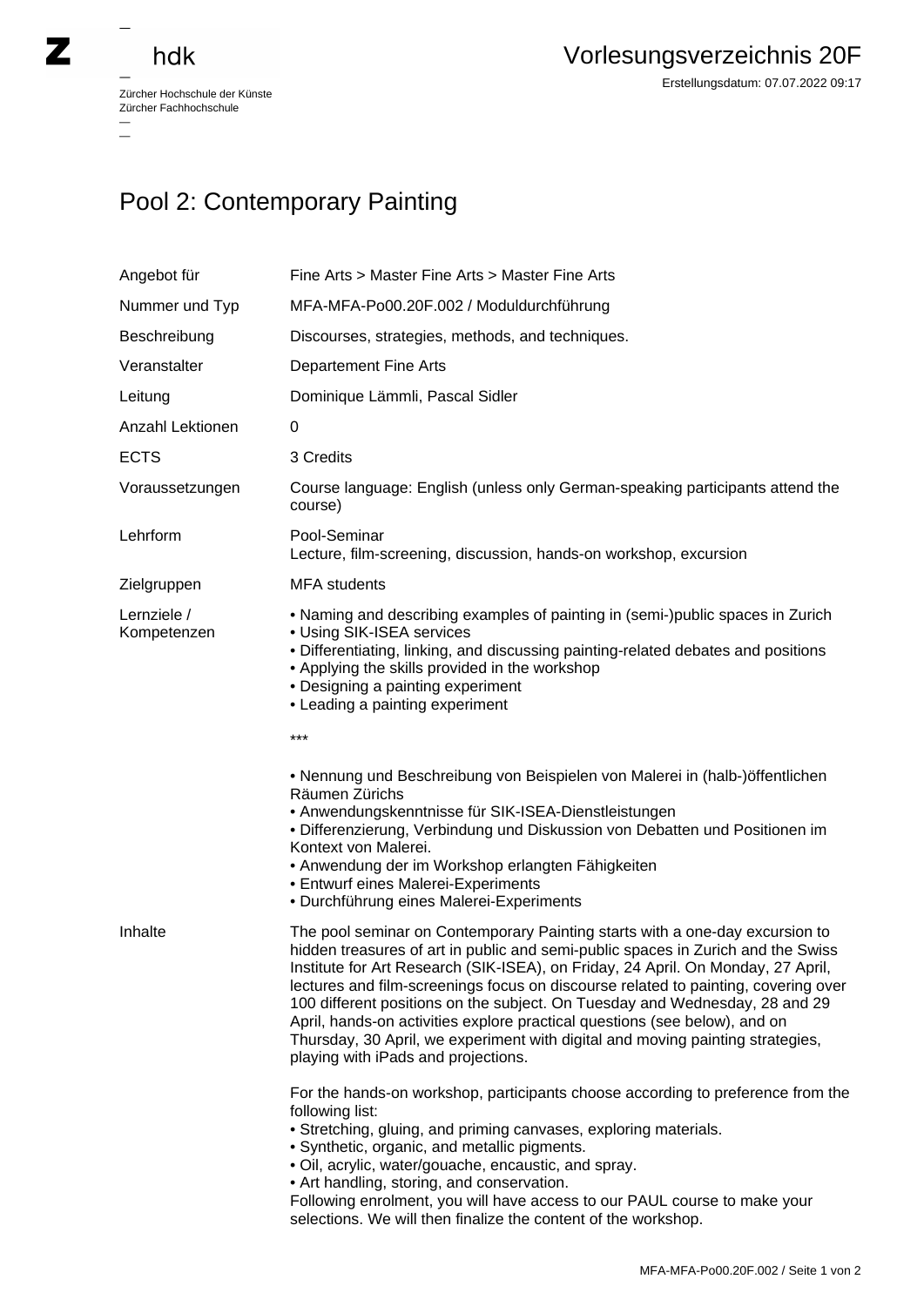# Pool 2: Contemporary Painting

| | |
|---|---|
| Angebot für | Fine Arts > Master Fine Arts > Master Fine Arts |
| Nummer und Typ | MFA-MFA-Po00.20F.002 / Moduldurchführung |
| Beschreibung | Discourses, strategies, methods, and techniques. |
| Veranstalter | Departement Fine Arts |
| Leitung | Dominique Lämmli, Pascal Sidler |
| Anzahl Lektionen | 0 |
| ECTS | 3 Credits |
| Voraussetzungen | Course language: English (unless only German-speaking participants attend the course) |
| Lehrform | Pool-Seminar<br>Lecture, film-screening, discussion, hands-on workshop, excursion |
| Zielgruppen | MFA students |
| Lernziele / Kompetenzen | • Naming and describing examples of painting in (semi-)public spaces in Zurich<br>• Using SIK-ISEA services<br>• Differentiating, linking, and discussing painting-related debates and positions<br>• Applying the skills provided in the workshop<br>• Designing a painting experiment<br>• Leading a painting experiment<br><br>***<br><br>• Nennung und Beschreibung von Beispielen von Malerei in (halb-)öffentlichen Räumen Zürichs<br>• Anwendungskenntnisse für SIK-ISEA-Dienstleistungen<br>• Differenzierung, Verbindung und Diskussion von Debatten und Positionen im Kontext von Malerei.<br>• Anwendung der im Workshop erlangten Fähigkeiten<br>• Entwurf eines Malerei-Experiments<br>• Durchführung eines Malerei-Experiments |
| Inhalte | The pool seminar on Contemporary Painting starts with a one-day excursion to hidden treasures of art in public and semi-public spaces in Zurich and the Swiss Institute for Art Research (SIK-ISEA), on Friday, 24 April. On Monday, 27 April, lectures and film-screenings focus on discourse related to painting, covering over 100 different positions on the subject. On Tuesday and Wednesday, 28 and 29 April, hands-on activities explore practical questions (see below), and on Thursday, 30 April, we experiment with digital and moving painting strategies, playing with iPads and projections.<br><br>For the hands-on workshop, participants choose according to preference from the following list:<br>• Stretching, gluing, and priming canvases, exploring materials.<br>• Synthetic, organic, and metallic pigments.<br>• Oil, acrylic, water/gouache, encaustic, and spray.<br>• Art handling, storing, and conservation.<br>Following enrolment, you will have access to our PAUL course to make your selections. We will then finalize the content of the workshop. |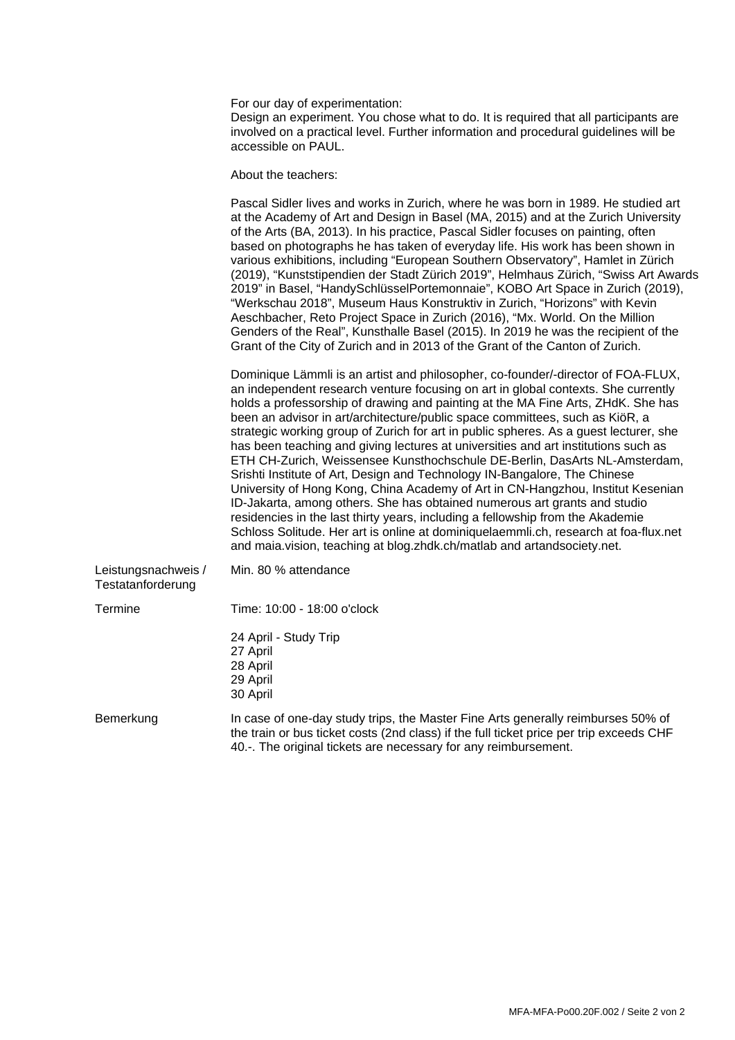For our day of experimentation:
Design an experiment. You chose what to do. It is required that all participants are involved on a practical level. Further information and procedural guidelines will be accessible on PAUL.

About the teachers:

Pascal Sidler lives and works in Zurich, where he was born in 1989. He studied art at the Academy of Art and Design in Basel (MA, 2015) and at the Zurich University of the Arts (BA, 2013). In his practice, Pascal Sidler focuses on painting, often based on photographs he has taken of everyday life. His work has been shown in various exhibitions, including "European Southern Observatory", Hamlet in Zürich (2019), "Kunststipendien der Stadt Zürich 2019", Helmhaus Zürich, "Swiss Art Awards 2019" in Basel, "HandySchlüsselPortemonnaie", KOBO Art Space in Zurich (2019), "Werkschau 2018", Museum Haus Konstruktiv in Zurich, "Horizons" with Kevin Aeschbacher, Reto Project Space in Zurich (2016), "Mx. World. On the Million Genders of the Real", Kunsthalle Basel (2015). In 2019 he was the recipient of the Grant of the City of Zurich and in 2013 of the Grant of the Canton of Zurich.

Dominique Lämmli is an artist and philosopher, co-founder/-director of FOA-FLUX, an independent research venture focusing on art in global contexts. She currently holds a professorship of drawing and painting at the MA Fine Arts, ZHdK. She has been an advisor in art/architecture/public space committees, such as KiöR, a strategic working group of Zurich for art in public spheres. As a guest lecturer, she has been teaching and giving lectures at universities and art institutions such as ETH CH-Zurich, Weissensee Kunsthochschule DE-Berlin, DasArts NL-Amsterdam, Srishti Institute of Art, Design and Technology IN-Bangalore, The Chinese University of Hong Kong, China Academy of Art in CN-Hangzhou, Institut Kesenian ID-Jakarta, among others. She has obtained numerous art grants and studio residencies in the last thirty years, including a fellowship from the Akademie Schloss Solitude. Her art is online at dominiquelaemmli.ch, research at foa-flux.net and maia.vision, teaching at blog.zhdk.ch/matlab and artandsociety.net.

| | |
|---|---|
| Leistungsnachweis / Testatanforderung | Min. 80 % attendance |
| Termine | Time: 10:00 - 18:00 o'clock<br><br>24 April - Study Trip<br>27 April<br>28 April<br>29 April<br>30 April |
| Bemerkung | In case of one-day study trips, the Master Fine Arts generally reimburses 50% of the train or bus ticket costs (2nd class) if the full ticket price per trip exceeds CHF 40.-. The original tickets are necessary for any reimbursement. |